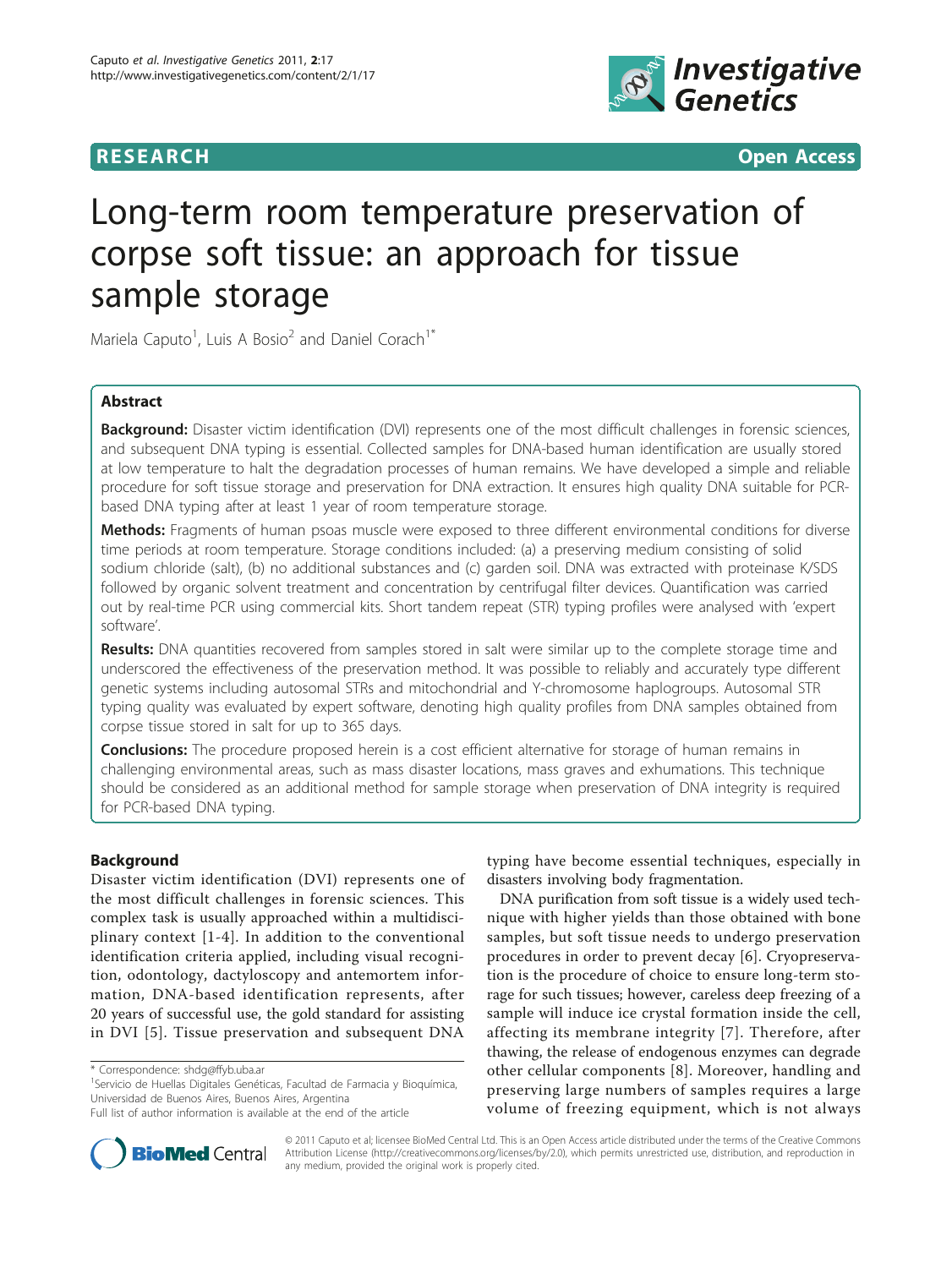RESEARCH Open Access

# Long-term room temperature preservation of corpse soft tissue: an approach for tissue sample storage

Mariela Caputo[1], Luis A Bosio[2] and Daniel Corach[1*]

## Abstract

**Background:** Disaster victim identification (DVI) represents one of the most difficult challenges in forensic sciences, and subsequent DNA typing is essential. Collected samples for DNA-based human identification are usually stored at low temperature to halt the degradation processes of human remains. We have developed a simple and reliable procedure for soft tissue storage and preservation for DNA extraction. It ensures high quality DNA suitable for PCR-based DNA typing after at least 1 year of room temperature storage.

**Methods:** Fragments of human psoas muscle were exposed to three different environmental conditions for diverse time periods at room temperature. Storage conditions included: (a) a preserving medium consisting of solid sodium chloride (salt), (b) no additional substances and (c) garden soil. DNA was extracted with proteinase K/SDS followed by organic solvent treatment and concentration by centrifugal filter devices. Quantification was carried out by real-time PCR using commercial kits. Short tandem repeat (STR) typing profiles were analysed with 'expert software'.

**Results:** DNA quantities recovered from samples stored in salt were similar up to the complete storage time and underscored the effectiveness of the preservation method. It was possible to reliably and accurately type different genetic systems including autosomal STRs and mitochondrial and Y-chromosome haplogroups. Autosomal STR typing quality was evaluated by expert software, denoting high quality profiles from DNA samples obtained from corpse tissue stored in salt for up to 365 days.

**Conclusions:** The procedure proposed herein is a cost efficient alternative for storage of human remains in challenging environmental areas, such as mass disaster locations, mass graves and exhumations. This technique should be considered as an additional method for sample storage when preservation of DNA integrity is required for PCR-based DNA typing.

## Background

Disaster victim identification (DVI) represents one of the most difficult challenges in forensic sciences. This complex task is usually approached within a multidisciplinary context [1-4]. In addition to the conventional identification criteria applied, including visual recognition, odontology, dactyloscopy and antemortem information, DNA-based identification represents, after 20 years of successful use, the gold standard for assisting in DVI [5]. Tissue preservation and subsequent DNA typing have become essential techniques, especially in disasters involving body fragmentation.

DNA purification from soft tissue is a widely used technique with higher yields than those obtained with bone samples, but soft tissue needs to undergo preservation procedures in order to prevent decay [6]. Cryopreservation is the procedure of choice to ensure long-term storage for such tissues; however, careless deep freezing of a sample will induce ice crystal formation inside the cell, affecting its membrane integrity [7]. Therefore, after thawing, the release of endogenous enzymes can degrade other cellular components [8]. Moreover, handling and preserving large numbers of samples requires a large volume of freezing equipment, which is not always

\* Correspondence: shdg@ffyb.uba.ar
[1]Servicio de Huellas Digitales Genéticas, Facultad de Farmacia y Bioquímica, Universidad de Buenos Aires, Buenos Aires, Argentina
Full list of author information is available at the end of the article

© 2011 Caputo et al; licensee BioMed Central Ltd. This is an Open Access article distributed under the terms of the Creative Commons Attribution License (http://creativecommons.org/licenses/by/2.0), which permits unrestricted use, distribution, and reproduction in any medium, provided the original work is properly cited.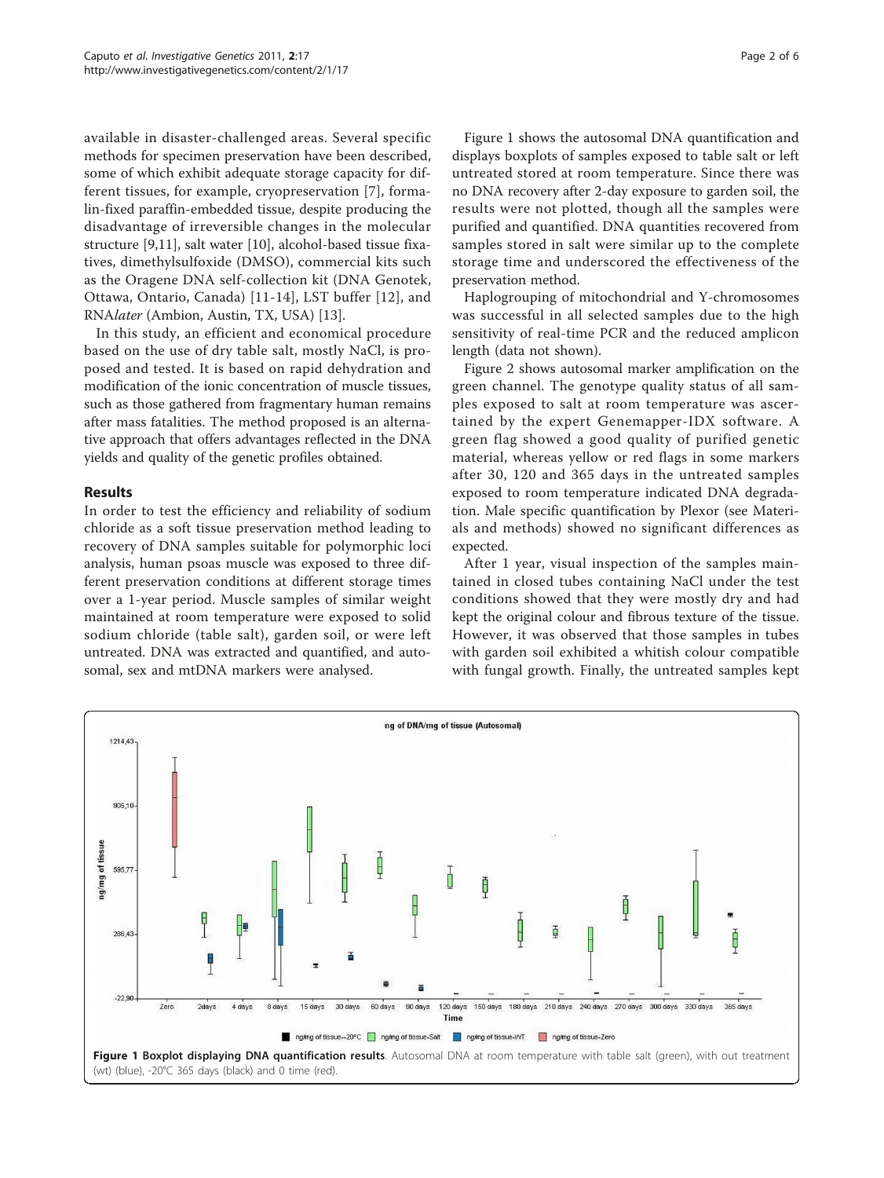available in disaster-challenged areas. Several specific methods for specimen preservation have been described, some of which exhibit adequate storage capacity for different tissues, for example, cryopreservation [7], formalin-fixed paraffin-embedded tissue, despite producing the disadvantage of irreversible changes in the molecular structure [9,11], salt water [10], alcohol-based tissue fixatives, dimethylsulfoxide (DMSO), commercial kits such as the Oragene DNA self-collection kit (DNA Genotek, Ottawa, Ontario, Canada) [11-14], LST buffer [12], and RNA*later* (Ambion, Austin, TX, USA) [13].

In this study, an efficient and economical procedure based on the use of dry table salt, mostly NaCl, is proposed and tested. It is based on rapid dehydration and modification of the ionic concentration of muscle tissues, such as those gathered from fragmentary human remains after mass fatalities. The method proposed is an alternative approach that offers advantages reflected in the DNA yields and quality of the genetic profiles obtained.

## Results

In order to test the efficiency and reliability of sodium chloride as a soft tissue preservation method leading to recovery of DNA samples suitable for polymorphic loci analysis, human psoas muscle was exposed to three different preservation conditions at different storage times over a 1-year period. Muscle samples of similar weight maintained at room temperature were exposed to solid sodium chloride (table salt), garden soil, or were left untreated. DNA was extracted and quantified, and autosomal, sex and mtDNA markers were analysed.

Figure 1 shows the autosomal DNA quantification and displays boxplots of samples exposed to table salt or left untreated stored at room temperature. Since there was no DNA recovery after 2-day exposure to garden soil, the results were not plotted, though all the samples were purified and quantified. DNA quantities recovered from samples stored in salt were similar up to the complete storage time and underscored the effectiveness of the preservation method.

Haplogrouping of mitochondrial and Y-chromosomes was successful in all selected samples due to the high sensitivity of real-time PCR and the reduced amplicon length (data not shown).

Figure 2 shows autosomal marker amplification on the green channel. The genotype quality status of all samples exposed to salt at room temperature was ascertained by the expert Genemapper-IDX software. A green flag showed a good quality of purified genetic material, whereas yellow or red flags in some markers after 30, 120 and 365 days in the untreated samples exposed to room temperature indicated DNA degradation. Male specific quantification by Plexor (see Materials and methods) showed no significant differences as expected.

After 1 year, visual inspection of the samples maintained in closed tubes containing NaCl under the test conditions showed that they were mostly dry and had kept the original colour and fibrous texture of the tissue. However, it was observed that those samples in tubes with garden soil exhibited a whitish colour compatible with fungal growth. Finally, the untreated samples kept

**Figure 1 Boxplot displaying DNA quantification results**. Autosomal DNA at room temperature with table salt (green), with out treatment (wt) (blue), -20°C 365 days (black) and 0 time (red).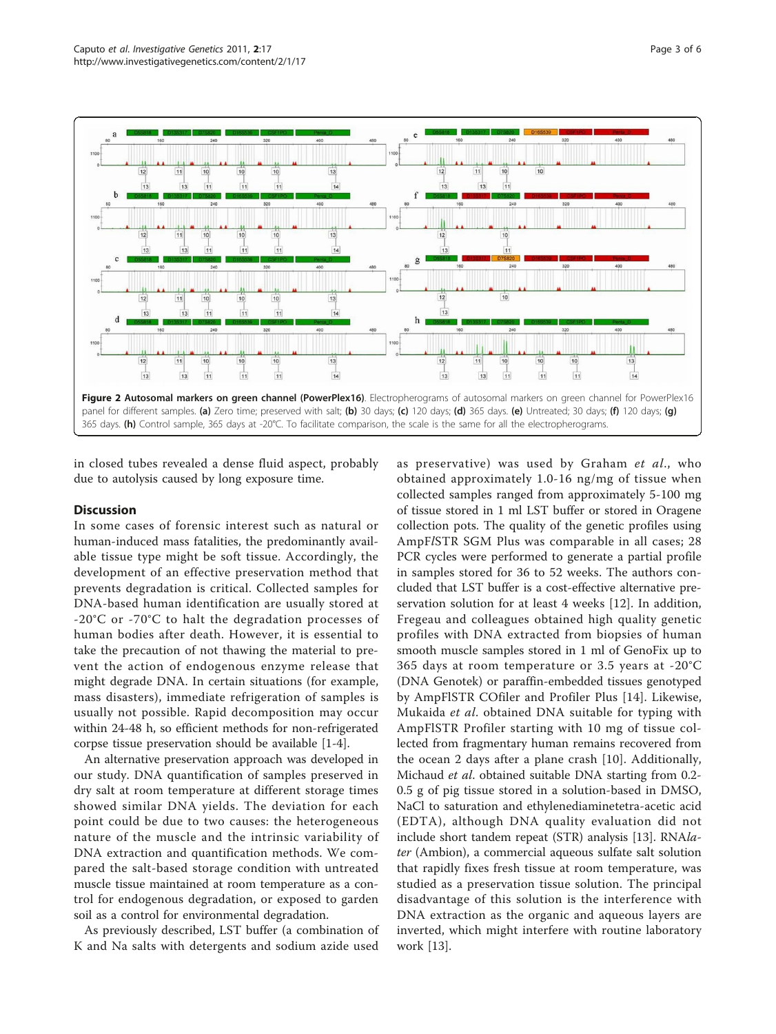**Figure 2 Autosomal markers on green channel (PowerPlex16)**. Electropherograms of autosomal markers on green channel for PowerPlex16 panel for different samples. **(a)** Zero time; preserved with salt; **(b)** 30 days; **(c)** 120 days; **(d)** 365 days. **(e)** Untreated; 30 days; **(f)** 120 days; **(g)** 365 days. **(h)** Control sample, 365 days at -20°C. To facilitate comparison, the scale is the same for all the electropherograms.

in closed tubes revealed a dense fluid aspect, probably due to autolysis caused by long exposure time.

## Discussion

In some cases of forensic interest such as natural or human-induced mass fatalities, the predominantly available tissue type might be soft tissue. Accordingly, the development of an effective preservation method that prevents degradation is critical. Collected samples for DNA-based human identification are usually stored at -20°C or -70°C to halt the degradation processes of human bodies after death. However, it is essential to take the precaution of not thawing the material to prevent the action of endogenous enzyme release that might degrade DNA. In certain situations (for example, mass disasters), immediate refrigeration of samples is usually not possible. Rapid decomposition may occur within 24-48 h, so efficient methods for non-refrigerated corpse tissue preservation should be available [1-4].

An alternative preservation approach was developed in our study. DNA quantification of samples preserved in dry salt at room temperature at different storage times showed similar DNA yields. The deviation for each point could be due to two causes: the heterogeneous nature of the muscle and the intrinsic variability of DNA extraction and quantification methods. We compared the salt-based storage condition with untreated muscle tissue maintained at room temperature as a control for endogenous degradation, or exposed to garden soil as a control for environmental degradation.

As previously described, LST buffer (a combination of K and Na salts with detergents and sodium azide used as preservative) was used by Graham *et al.*, who obtained approximately 1.0-16 ng/mg of tissue when collected samples ranged from approximately 5-100 mg of tissue stored in 1 ml LST buffer or stored in Oragene collection pots. The quality of the genetic profiles using AmpF*l*STR SGM Plus was comparable in all cases; 28 PCR cycles were performed to generate a partial profile in samples stored for 36 to 52 weeks. The authors concluded that LST buffer is a cost-effective alternative preservation solution for at least 4 weeks [12]. In addition, Fregeau and colleagues obtained high quality genetic profiles with DNA extracted from biopsies of human smooth muscle samples stored in 1 ml of GenoFix up to 365 days at room temperature or 3.5 years at -20°C (DNA Genotek) or paraffin-embedded tissues genotyped by AmpFlSTR COfiler and Profiler Plus [14]. Likewise, Mukaida *et al.* obtained DNA suitable for typing with AmpFlSTR Profiler starting with 10 mg of tissue collected from fragmentary human remains recovered from the ocean 2 days after a plane crash [10]. Additionally, Michaud *et al.* obtained suitable DNA starting from 0.2-0.5 g of pig tissue stored in a solution-based in DMSO, NaCl to saturation and ethylenediaminetetra-acetic acid (EDTA), although DNA quality evaluation did not include short tandem repeat (STR) analysis [13]. RNA*later* (Ambion), a commercial aqueous sulfate salt solution that rapidly fixes fresh tissue at room temperature, was studied as a preservation tissue solution. The principal disadvantage of this solution is the interference with DNA extraction as the organic and aqueous layers are inverted, which might interfere with routine laboratory work [13].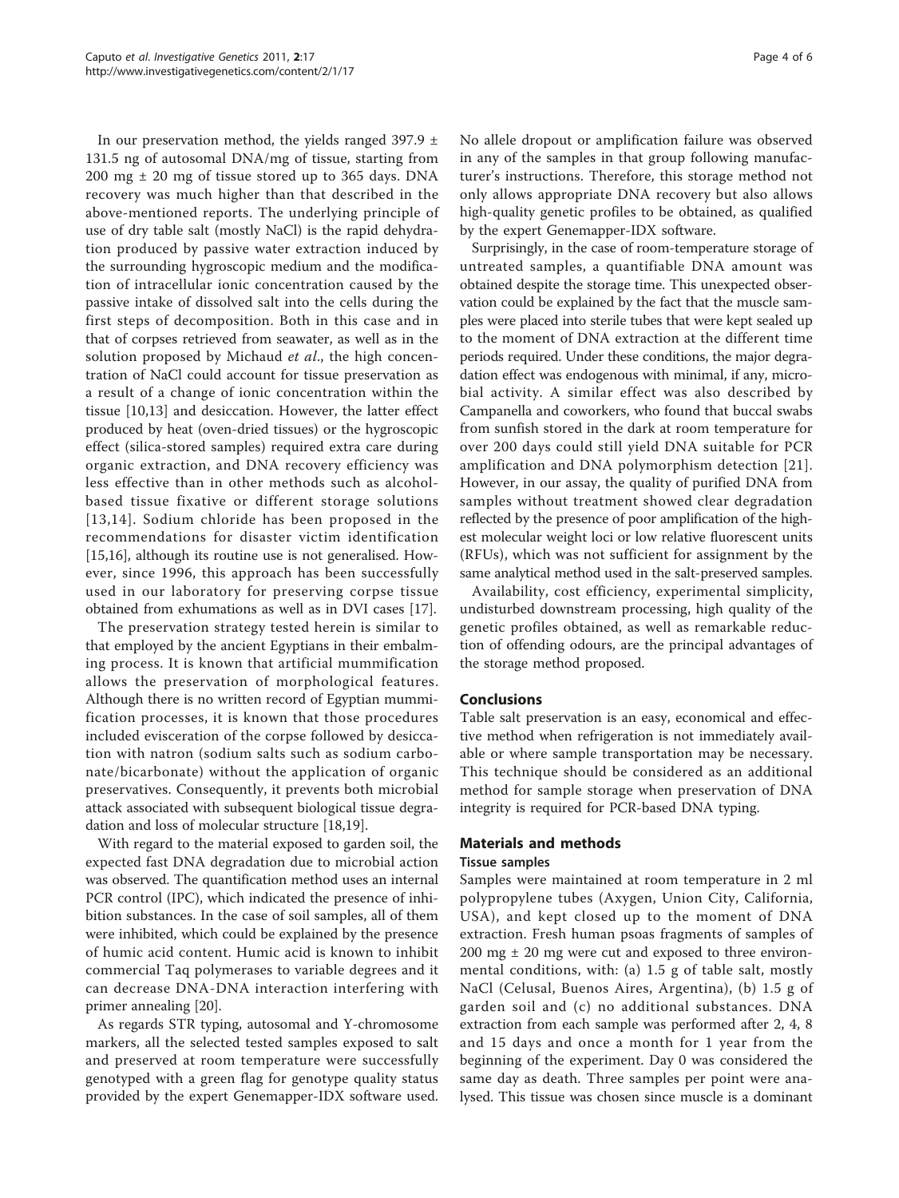In our preservation method, the yields ranged 397.9 ± 131.5 ng of autosomal DNA/mg of tissue, starting from 200 mg ± 20 mg of tissue stored up to 365 days. DNA recovery was much higher than that described in the above-mentioned reports. The underlying principle of use of dry table salt (mostly NaCl) is the rapid dehydration produced by passive water extraction induced by the surrounding hygroscopic medium and the modification of intracellular ionic concentration caused by the passive intake of dissolved salt into the cells during the first steps of decomposition. Both in this case and in that of corpses retrieved from seawater, as well as in the solution proposed by Michaud *et al*., the high concentration of NaCl could account for tissue preservation as a result of a change of ionic concentration within the tissue [10,13] and desiccation. However, the latter effect produced by heat (oven-dried tissues) or the hygroscopic effect (silica-stored samples) required extra care during organic extraction, and DNA recovery efficiency was less effective than in other methods such as alcohol-based tissue fixative or different storage solutions [13,14]. Sodium chloride has been proposed in the recommendations for disaster victim identification [15,16], although its routine use is not generalised. However, since 1996, this approach has been successfully used in our laboratory for preserving corpse tissue obtained from exhumations as well as in DVI cases [17].

The preservation strategy tested herein is similar to that employed by the ancient Egyptians in their embalming process. It is known that artificial mummification allows the preservation of morphological features. Although there is no written record of Egyptian mummification processes, it is known that those procedures included evisceration of the corpse followed by desiccation with natron (sodium salts such as sodium carbonate/bicarbonate) without the application of organic preservatives. Consequently, it prevents both microbial attack associated with subsequent biological tissue degradation and loss of molecular structure [18,19].

With regard to the material exposed to garden soil, the expected fast DNA degradation due to microbial action was observed. The quantification method uses an internal PCR control (IPC), which indicated the presence of inhibition substances. In the case of soil samples, all of them were inhibited, which could be explained by the presence of humic acid content. Humic acid is known to inhibit commercial Taq polymerases to variable degrees and it can decrease DNA-DNA interaction interfering with primer annealing [20].

As regards STR typing, autosomal and Y-chromosome markers, all the selected tested samples exposed to salt and preserved at room temperature were successfully genotyped with a green flag for genotype quality status provided by the expert Genemapper-IDX software used. No allele dropout or amplification failure was observed in any of the samples in that group following manufacturer's instructions. Therefore, this storage method not only allows appropriate DNA recovery but also allows high-quality genetic profiles to be obtained, as qualified by the expert Genemapper-IDX software.

Surprisingly, in the case of room-temperature storage of untreated samples, a quantifiable DNA amount was obtained despite the storage time. This unexpected observation could be explained by the fact that the muscle samples were placed into sterile tubes that were kept sealed up to the moment of DNA extraction at the different time periods required. Under these conditions, the major degradation effect was endogenous with minimal, if any, microbial activity. A similar effect was also described by Campanella and coworkers, who found that buccal swabs from sunfish stored in the dark at room temperature for over 200 days could still yield DNA suitable for PCR amplification and DNA polymorphism detection [21]. However, in our assay, the quality of purified DNA from samples without treatment showed clear degradation reflected by the presence of poor amplification of the highest molecular weight loci or low relative fluorescent units (RFUs), which was not sufficient for assignment by the same analytical method used in the salt-preserved samples.

Availability, cost efficiency, experimental simplicity, undisturbed downstream processing, high quality of the genetic profiles obtained, as well as remarkable reduction of offending odours, are the principal advantages of the storage method proposed.

## Conclusions

Table salt preservation is an easy, economical and effective method when refrigeration is not immediately available or where sample transportation may be necessary. This technique should be considered as an additional method for sample storage when preservation of DNA integrity is required for PCR-based DNA typing.

## Materials and methods

### Tissue samples

Samples were maintained at room temperature in 2 ml polypropylene tubes (Axygen, Union City, California, USA), and kept closed up to the moment of DNA extraction. Fresh human psoas fragments of samples of 200 mg ± 20 mg were cut and exposed to three environmental conditions, with: (a) 1.5 g of table salt, mostly NaCl (Celusal, Buenos Aires, Argentina), (b) 1.5 g of garden soil and (c) no additional substances. DNA extraction from each sample was performed after 2, 4, 8 and 15 days and once a month for 1 year from the beginning of the experiment. Day 0 was considered the same day as death. Three samples per point were analysed. This tissue was chosen since muscle is a dominant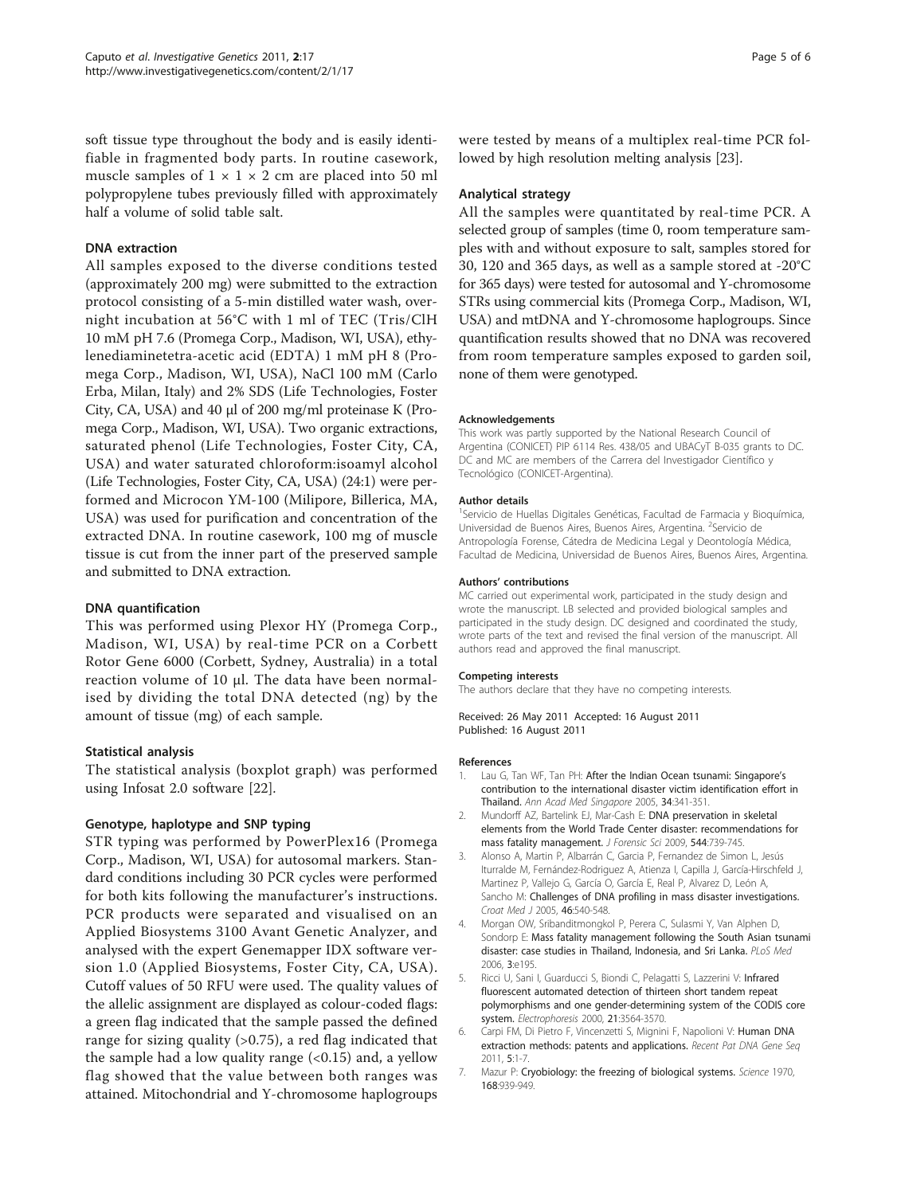soft tissue type throughout the body and is easily identifiable in fragmented body parts. In routine casework, muscle samples of 1 × 1 × 2 cm are placed into 50 ml polypropylene tubes previously filled with approximately half a volume of solid table salt.

### DNA extraction

All samples exposed to the diverse conditions tested (approximately 200 mg) were submitted to the extraction protocol consisting of a 5-min distilled water wash, overnight incubation at 56°C with 1 ml of TEC (Tris/ClH 10 mM pH 7.6 (Promega Corp., Madison, WI, USA), ethylenediaminetetra-acetic acid (EDTA) 1 mM pH 8 (Promega Corp., Madison, WI, USA), NaCl 100 mM (Carlo Erba, Milan, Italy) and 2% SDS (Life Technologies, Foster City, CA, USA) and 40 μl of 200 mg/ml proteinase K (Promega Corp., Madison, WI, USA). Two organic extractions, saturated phenol (Life Technologies, Foster City, CA, USA) and water saturated chloroform:isoamyl alcohol (Life Technologies, Foster City, CA, USA) (24:1) were performed and Microcon YM-100 (Milipore, Billerica, MA, USA) was used for purification and concentration of the extracted DNA. In routine casework, 100 mg of muscle tissue is cut from the inner part of the preserved sample and submitted to DNA extraction.

### DNA quantification

This was performed using Plexor HY (Promega Corp., Madison, WI, USA) by real-time PCR on a Corbett Rotor Gene 6000 (Corbett, Sydney, Australia) in a total reaction volume of 10 μl. The data have been normalised by dividing the total DNA detected (ng) by the amount of tissue (mg) of each sample.

### Statistical analysis

The statistical analysis (boxplot graph) was performed using Infosat 2.0 software [22].

### Genotype, haplotype and SNP typing

STR typing was performed by PowerPlex16 (Promega Corp., Madison, WI, USA) for autosomal markers. Standard conditions including 30 PCR cycles were performed for both kits following the manufacturer's instructions. PCR products were separated and visualised on an Applied Biosystems 3100 Avant Genetic Analyzer, and analysed with the expert Genemapper IDX software version 1.0 (Applied Biosystems, Foster City, CA, USA). Cutoff values of 50 RFU were used. The quality values of the allelic assignment are displayed as colour-coded flags: a green flag indicated that the sample passed the defined range for sizing quality (>0.75), a red flag indicated that the sample had a low quality range (<0.15) and, a yellow flag showed that the value between both ranges was attained. Mitochondrial and Y-chromosome haplogroups were tested by means of a multiplex real-time PCR followed by high resolution melting analysis [23].

### Analytical strategy

All the samples were quantitated by real-time PCR. A selected group of samples (time 0, room temperature samples with and without exposure to salt, samples stored for 30, 120 and 365 days, as well as a sample stored at -20°C for 365 days) were tested for autosomal and Y-chromosome STRs using commercial kits (Promega Corp., Madison, WI, USA) and mtDNA and Y-chromosome haplogroups. Since quantification results showed that no DNA was recovered from room temperature samples exposed to garden soil, none of them were genotyped.

#### Acknowledgements

This work was partly supported by the National Research Council of Argentina (CONICET) PIP 6114 Res. 438/05 and UBACyT B-035 grants to DC. DC and MC are members of the Carrera del Investigador Científico y Tecnológico (CONICET-Argentina).

#### Author details

[1]Servicio de Huellas Digitales Genéticas, Facultad de Farmacia y Bioquímica, Universidad de Buenos Aires, Buenos Aires, Argentina. [2]Servicio de Antropología Forense, Cátedra de Medicina Legal y Deontología Médica, Facultad de Medicina, Universidad de Buenos Aires, Buenos Aires, Argentina.

#### Authors' contributions

MC carried out experimental work, participated in the study design and wrote the manuscript. LB selected and provided biological samples and participated in the study design. DC designed and coordinated the study, wrote parts of the text and revised the final version of the manuscript. All authors read and approved the final manuscript.

#### Competing interests

The authors declare that they have no competing interests.

Received: 26 May 2011 Accepted: 16 August 2011
Published: 16 August 2011

#### References

1. Lau G, Tan WF, Tan PH: **After the Indian Ocean tsunami: Singapore's contribution to the international disaster victim identification effort in Thailand.** *Ann Acad Med Singapore* 2005, **34**:341-351.
2. Mundorff AZ, Bartelink EJ, Mar-Cash E: **DNA preservation in skeletal elements from the World Trade Center disaster: recommendations for mass fatality management.** *J Forensic Sci* 2009, **544**:739-745.
3. Alonso A, Martin P, Albarrán C, Garcia P, Fernandez de Simon L, Jesús Iturralde M, Fernández-Rodriguez A, Atienza I, Capilla J, García-Hirschfeld J, Martinez P, Vallejo G, García O, García E, Real P, Alvarez D, León A, Sancho M: **Challenges of DNA profiling in mass disaster investigations.** *Croat Med J* 2005, **46**:540-548.
4. Morgan OW, Sribanditmongkol P, Perera C, Sulasmi Y, Van Alphen D, Sondorp E: **Mass fatality management following the South Asian tsunami disaster: case studies in Thailand, Indonesia, and Sri Lanka.** *PLoS Med* 2006, **3**:e195.
5. Ricci U, Sani I, Guarducci S, Biondi C, Pelagatti S, Lazzerini V: **Infrared fluorescent automated detection of thirteen short tandem repeat polymorphisms and one gender-determining system of the CODIS core system.** *Electrophoresis* 2000, **21**:3564-3570.
6. Carpi FM, Di Pietro F, Vincenzetti S, Mignini F, Napolioni V: **Human DNA extraction methods: patents and applications.** *Recent Pat DNA Gene Seq* 2011, **5**:1-7.
7. Mazur P: **Cryobiology: the freezing of biological systems.** *Science* 1970, **168**:939-949.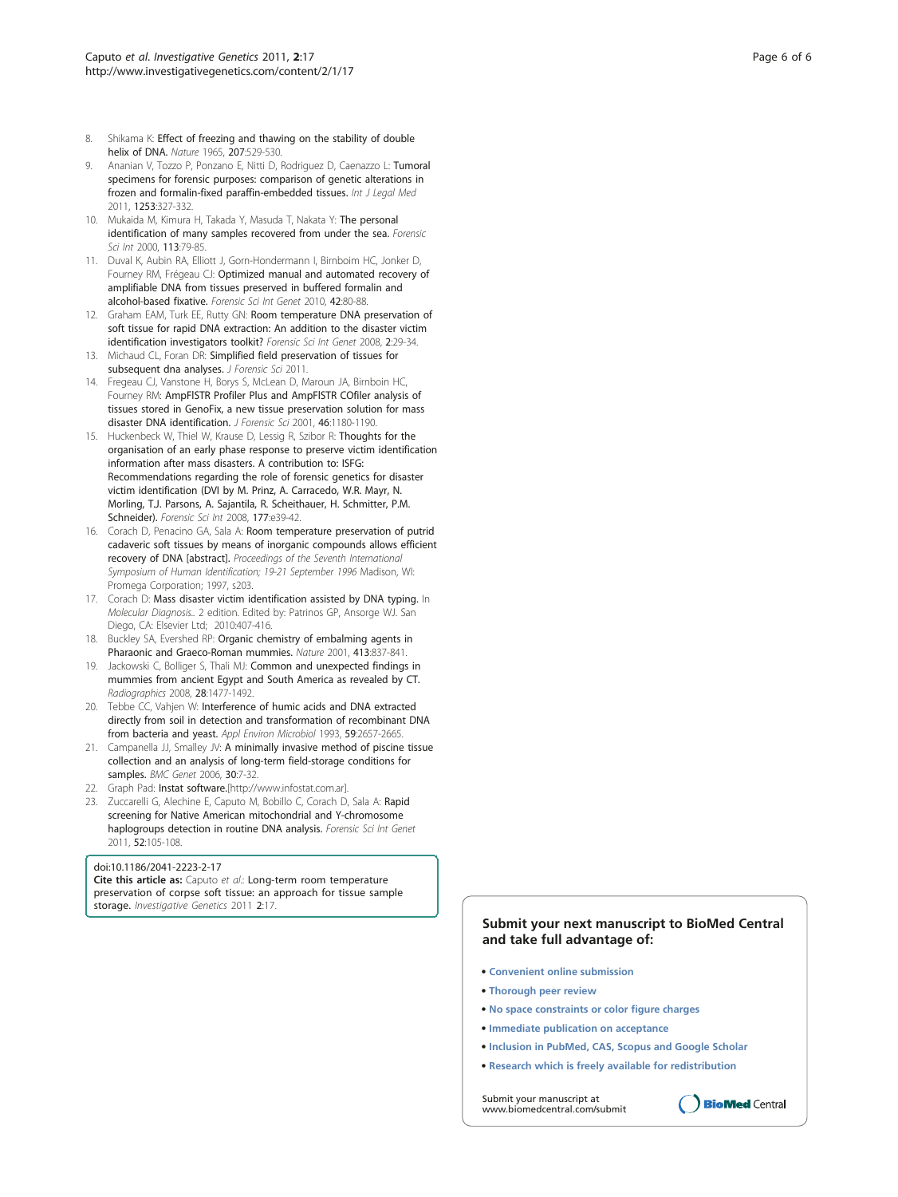8. Shikama K: **Effect of freezing and thawing on the stability of double helix of DNA.** *Nature* 1965, **207**:529-530.
9. Ananian V, Tozzo P, Ponzano E, Nitti D, Rodriguez D, Caenazzo L: **Tumoral specimens for forensic purposes: comparison of genetic alterations in frozen and formalin-fixed paraffin-embedded tissues.** *Int J Legal Med* 2011, **1253**:327-332.
10. Mukaida M, Kimura H, Takada Y, Masuda T, Nakata Y: **The personal identification of many samples recovered from under the sea.** *Forensic Sci Int* 2000, **113**:79-85.
11. Duval K, Aubin RA, Elliott J, Gorn-Hondermann I, Birnboim HC, Jonker D, Fourney RM, Frégeau CJ: **Optimized manual and automated recovery of amplifiable DNA from tissues preserved in buffered formalin and alcohol-based fixative.** *Forensic Sci Int Genet* 2010, **42**:80-88.
12. Graham EAM, Turk EE, Rutty GN: **Room temperature DNA preservation of soft tissue for rapid DNA extraction: An addition to the disaster victim identification investigators toolkit?** *Forensic Sci Int Genet* 2008, **2**:29-34.
13. Michaud CL, Foran DR: **Simplified field preservation of tissues for subsequent dna analyses.** *J Forensic Sci* 2011.
14. Fregeau CJ, Vanstone H, Borys S, McLean D, Maroun JA, Birnboin HC, Fourney RM: **AmpFlSTR Profiler Plus and AmpFlSTR COfiler analysis of tissues stored in GenoFix, a new tissue preservation solution for mass disaster DNA identification.** *J Forensic Sci* 2001, **46**:1180-1190.
15. Huckenbeck W, Thiel W, Krause D, Lessig R, Szibor R: **Thoughts for the organisation of an early phase response to preserve victim identification information after mass disasters. A contribution to: ISFG: Recommendations regarding the role of forensic genetics for disaster victim identification (DVI by M. Prinz, A. Carracedo, W.R. Mayr, N. Morling, T.J. Parsons, A. Sajantila, R. Scheithauer, H. Schmitter, P.M. Schneider).** *Forensic Sci Int* 2008, **177**:e39-42.
16. Corach D, Penacino GA, Sala A: **Room temperature preservation of putrid cadaveric soft tissues by means of inorganic compounds allows efficient recovery of DNA [abstract].** *Proceedings of the Seventh International Symposium of Human Identification; 19-21 September 1996* Madison, WI: Promega Corporation; 1997, s203.
17. Corach D: **Mass disaster victim identification assisted by DNA typing.** In *Molecular Diagnosis.*. 2 edition. Edited by: Patrinos GP, Ansorge WJ. San Diego, CA: Elsevier Ltd; 2010:407-416.
18. Buckley SA, Evershed RP: **Organic chemistry of embalming agents in Pharaonic and Graeco-Roman mummies.** *Nature* 2001, **413**:837-841.
19. Jackowski C, Bolliger S, Thali MJ: **Common and unexpected findings in mummies from ancient Egypt and South America as revealed by CT.** *Radiographics* 2008, **28**:1477-1492.
20. Tebbe CC, Vahjen W: **Interference of humic acids and DNA extracted directly from soil in detection and transformation of recombinant DNA from bacteria and yeast.** *Appl Environ Microbiol* 1993, **59**:2657-2665.
21. Campanella JJ, Smalley JV: **A minimally invasive method of piscine tissue collection and an analysis of long-term field-storage conditions for samples.** *BMC Genet* 2006, **30**:7-32.
22. Graph Pad: **Instat software.**[http://www.infostat.com.ar].
23. Zuccarelli G, Alechine E, Caputo M, Bobillo C, Corach D, Sala A: **Rapid screening for Native American mitochondrial and Y-chromosome haplogroups detection in routine DNA analysis.** *Forensic Sci Int Genet* 2011, **52**:105-108.

doi:10.1186/2041-2223-2-17

**Cite this article as:** Caputo *et al.*: Long-term room temperature preservation of corpse soft tissue: an approach for tissue sample storage. *Investigative Genetics* 2011 **2**:17.

**Submit your next manuscript to BioMed Central and take full advantage of:**

- **Convenient online submission**
- **Thorough peer review**
- **No space constraints or color figure charges**
- **Immediate publication on acceptance**
- **Inclusion in PubMed, CAS, Scopus and Google Scholar**
- **Research which is freely available for redistribution**

Submit your manuscript at
www.biomedcentral.com/submit

BioMed Central